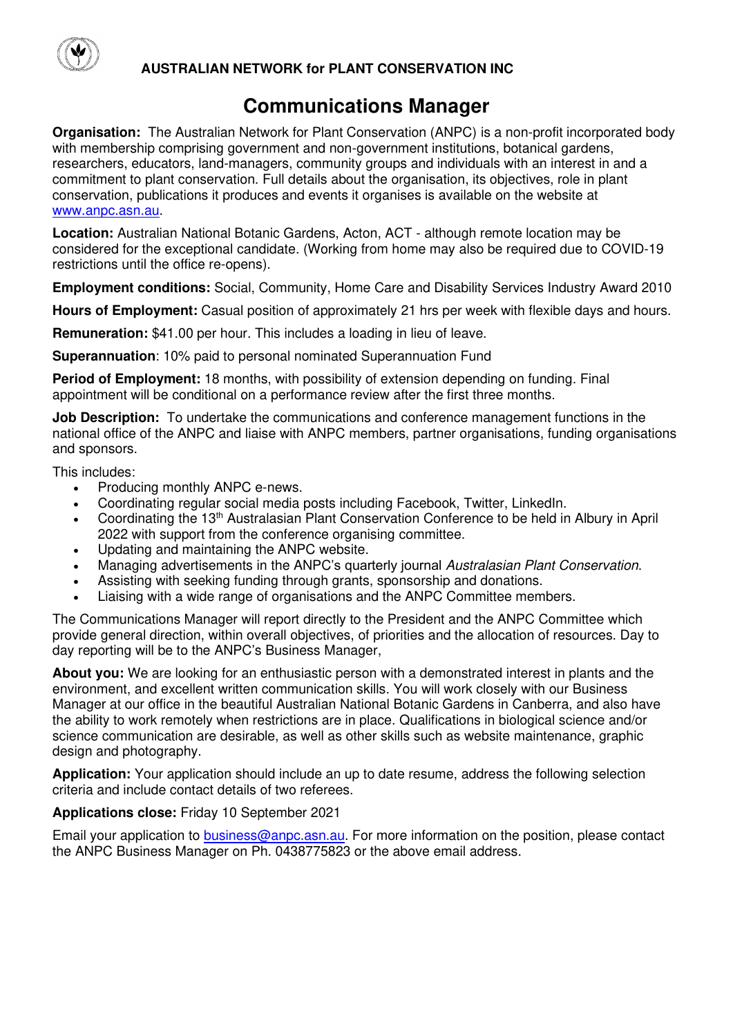**AUSTRALIAN NETWORK for PLANT CONSERVATION INC**

# Communications Manager

**Organisation:** The Australian Network for Plant Conservation (ANPC) is a non-profit incorporated body with membership comprising government and non-government institutions, botanical gardens, researchers, educators, land-managers, community groups and individuals with an interest in and a commitment to plant conservation. Full details about the organisation, its objectives, role in plant conservation, publications it produces and events it organises is available on the website at www.anpc.asn.au.

**Location:** Australian National Botanic Gardens, Acton, ACT - although remote location may be considered for the exceptional candidate. (Working from home may also be required due to COVID-19 restrictions until the office re-opens).

**Employment conditions:** Social, Community, Home Care and Disability Services Industry Award 2010

**Hours of Employment:** Casual position of approximately 21 hrs per week with flexible days and hours.

**Remuneration:** $41.00 per hour. This includes a loading in lieu of leave.

**Superannuation**: 10% paid to personal nominated Superannuation Fund

**Period of Employment:** 18 months, with possibility of extension depending on funding. Final appointment will be conditional on a performance review after the first three months.

**Job Description:** To undertake the communications and conference management functions in the national office of the ANPC and liaise with ANPC members, partner organisations, funding organisations and sponsors.

This includes:

- Producing monthly ANPC e-news.
- Coordinating regular social media posts including Facebook, Twitter, LinkedIn.
- Coordinating the 13th Australasian Plant Conservation Conference to be held in Albury in April 2022 with support from the conference organising committee.
- Updating and maintaining the ANPC website.
- Managing advertisements in the ANPC's quarterly journal *Australasian Plant Conservation*.
- Assisting with seeking funding through grants, sponsorship and donations.
- Liaising with a wide range of organisations and the ANPC Committee members.

The Communications Manager will report directly to the President and the ANPC Committee which provide general direction, within overall objectives, of priorities and the allocation of resources. Day to day reporting will be to the ANPC's Business Manager,

**About you:** We are looking for an enthusiastic person with a demonstrated interest in plants and the environment, and excellent written communication skills. You will work closely with our Business Manager at our office in the beautiful Australian National Botanic Gardens in Canberra, and also have the ability to work remotely when restrictions are in place. Qualifications in biological science and/or science communication are desirable, as well as other skills such as website maintenance, graphic design and photography.

**Application:** Your application should include an up to date resume, address the following selection criteria and include contact details of two referees.

**Applications close:** Friday 10 September 2021

Email your application to business@anpc.asn.au. For more information on the position, please contact the ANPC Business Manager on Ph. 0438775823 or the above email address.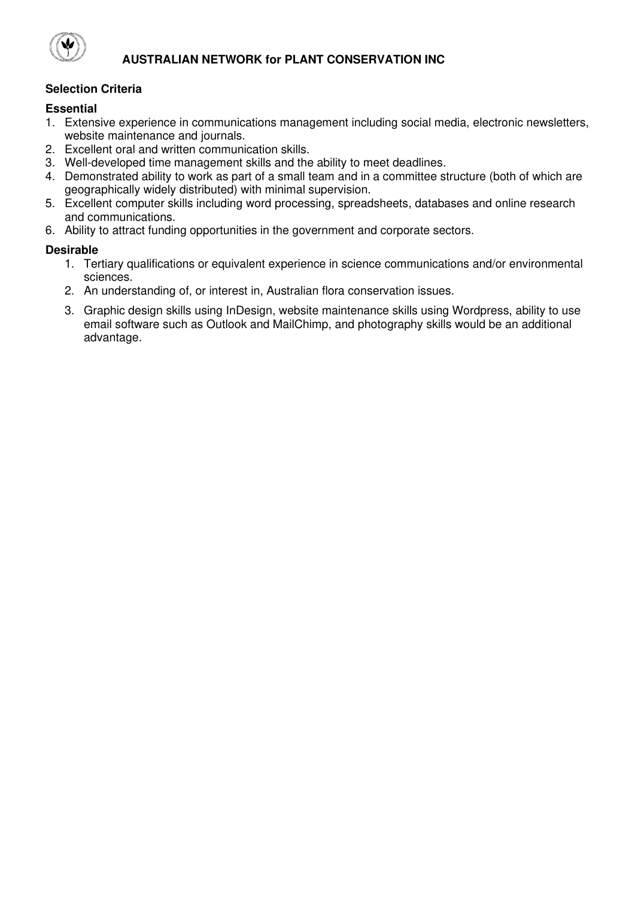**AUSTRALIAN NETWORK for PLANT CONSERVATION INC**

## Selection Criteria

### Essential

1. Extensive experience in communications management including social media, electronic newsletters, website maintenance and journals.
2. Excellent oral and written communication skills.
3. Well-developed time management skills and the ability to meet deadlines.
4. Demonstrated ability to work as part of a small team and in a committee structure (both of which are geographically widely distributed) with minimal supervision.
5. Excellent computer skills including word processing, spreadsheets, databases and online research and communications.
6. Ability to attract funding opportunities in the government and corporate sectors.

### Desirable

1. Tertiary qualifications or equivalent experience in science communications and/or environmental sciences.
2. An understanding of, or interest in, Australian flora conservation issues.
3. Graphic design skills using InDesign, website maintenance skills using Wordpress, ability to use email software such as Outlook and MailChimp, and photography skills would be an additional advantage.